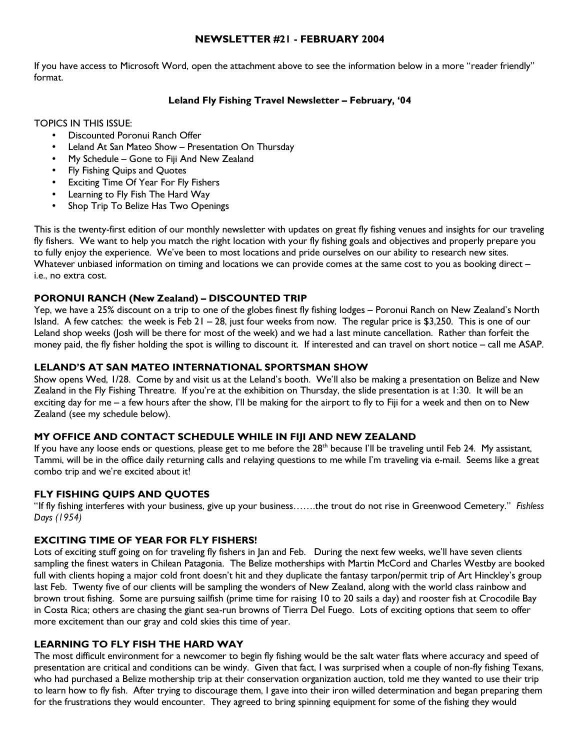## NEWSLETTER #21 - FEBRUARY 2004

If you have access to Microsoft Word, open the attachment above to see the information below in a more "reader friendly" format.

**Leland Fly Fishing Travel Newsletter – February, '04**

TOPICS IN THIS ISSUE:

- Discounted Poronui Ranch Offer
- Leland At San Mateo Show – Presentation On Thursday
- My Schedule – Gone to Fiji And New Zealand
- Fly Fishing Quips and Quotes
- Exciting Time Of Year For Fly Fishers
- Learning to Fly Fish The Hard Way
- Shop Trip To Belize Has Two Openings

This is the twenty-first edition of our monthly newsletter with updates on great fly fishing venues and insights for our traveling fly fishers. We want to help you match the right location with your fly fishing goals and objectives and properly prepare you to fully enjoy the experience. We've been to most locations and pride ourselves on our ability to research new sites. Whatever unbiased information on timing and locations we can provide comes at the same cost to you as booking direct – i.e., no extra cost.

### PORONUI RANCH (New Zealand) – DISCOUNTED TRIP

Yep, we have a 25% discount on a trip to one of the globes finest fly fishing lodges – Poronui Ranch on New Zealand's North Island. A few catches: the week is Feb 21 – 28, just four weeks from now. The regular price is $3,250. This is one of our Leland shop weeks (Josh will be there for most of the week) and we had a last minute cancellation. Rather than forfeit the money paid, the fly fisher holding the spot is willing to discount it. If interested and can travel on short notice – call me ASAP.

### LELAND'S AT SAN MATEO INTERNATIONAL SPORTSMAN SHOW

Show opens Wed, 1/28. Come by and visit us at the Leland's booth. We'll also be making a presentation on Belize and New Zealand in the Fly Fishing Threatre. If you're at the exhibition on Thursday, the slide presentation is at 1:30. It will be an exciting day for me – a few hours after the show, I'll be making for the airport to fly to Fiji for a week and then on to New Zealand (see my schedule below).

### MY OFFICE AND CONTACT SCHEDULE WHILE IN FIJI AND NEW ZEALAND

If you have any loose ends or questions, please get to me before the 28th because I'll be traveling until Feb 24. My assistant, Tammi, will be in the office daily returning calls and relaying questions to me while I'm traveling via e-mail. Seems like a great combo trip and we're excited about it!

### FLY FISHING QUIPS AND QUOTES

"If fly fishing interferes with your business, give up your business…….the trout do not rise in Greenwood Cemetery." *Fishless Days (1954)*

### EXCITING TIME OF YEAR FOR FLY FISHERS!

Lots of exciting stuff going on for traveling fly fishers in Jan and Feb. During the next few weeks, we'll have seven clients sampling the finest waters in Chilean Patagonia. The Belize motherships with Martin McCord and Charles Westby are booked full with clients hoping a major cold front doesn't hit and they duplicate the fantasy tarpon/permit trip of Art Hinckley's group last Feb. Twenty five of our clients will be sampling the wonders of New Zealand, along with the world class rainbow and brown trout fishing. Some are pursuing sailfish (prime time for raising 10 to 20 sails a day) and rooster fish at Crocodile Bay in Costa Rica; others are chasing the giant sea-run browns of Tierra Del Fuego. Lots of exciting options that seem to offer more excitement than our gray and cold skies this time of year.

### LEARNING TO FLY FISH THE HARD WAY

The most difficult environment for a newcomer to begin fly fishing would be the salt water flats where accuracy and speed of presentation are critical and conditions can be windy. Given that fact, I was surprised when a couple of non-fly fishing Texans, who had purchased a Belize mothership trip at their conservation organization auction, told me they wanted to use their trip to learn how to fly fish. After trying to discourage them, I gave into their iron willed determination and began preparing them for the frustrations they would encounter. They agreed to bring spinning equipment for some of the fishing they would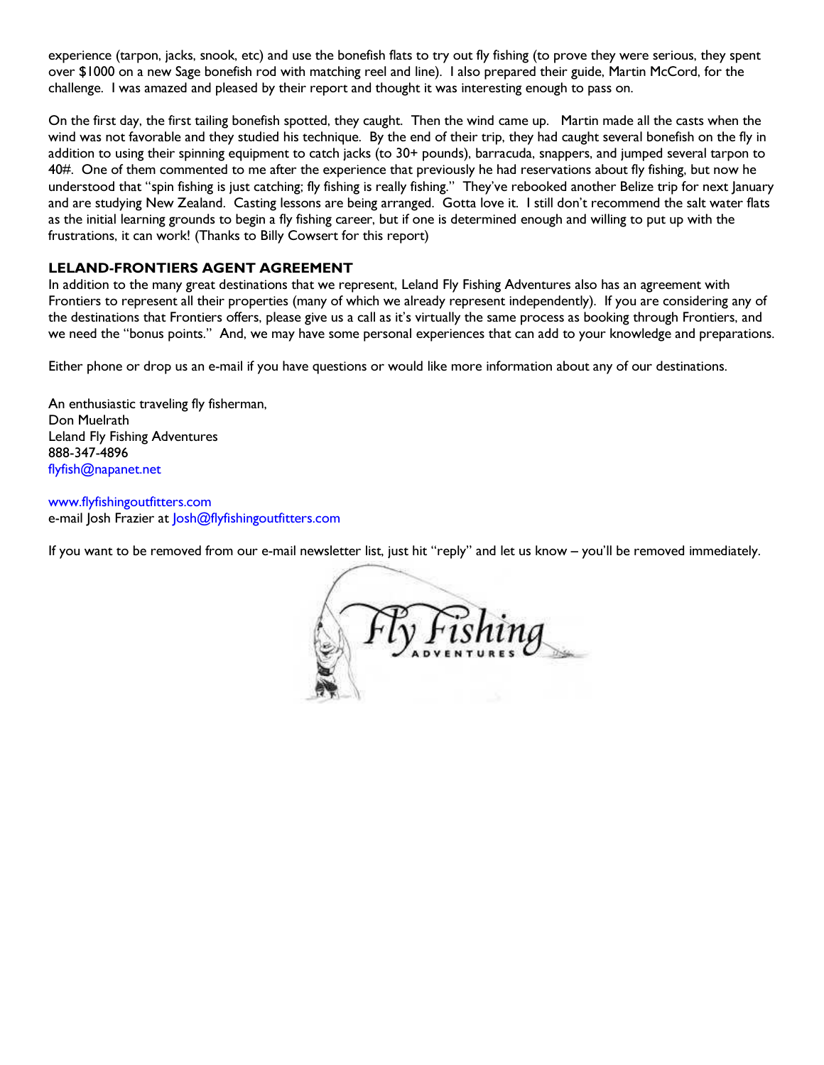experience (tarpon, jacks, snook, etc) and use the bonefish flats to try out fly fishing (to prove they were serious, they spent over $1000 on a new Sage bonefish rod with matching reel and line). I also prepared their guide, Martin McCord, for the challenge. I was amazed and pleased by their report and thought it was interesting enough to pass on.

On the first day, the first tailing bonefish spotted, they caught. Then the wind came up. Martin made all the casts when the wind was not favorable and they studied his technique. By the end of their trip, they had caught several bonefish on the fly in addition to using their spinning equipment to catch jacks (to 30+ pounds), barracuda, snappers, and jumped several tarpon to 40#. One of them commented to me after the experience that previously he had reservations about fly fishing, but now he understood that "spin fishing is just catching; fly fishing is really fishing." They've rebooked another Belize trip for next January and are studying New Zealand. Casting lessons are being arranged. Gotta love it. I still don't recommend the salt water flats as the initial learning grounds to begin a fly fishing career, but if one is determined enough and willing to put up with the frustrations, it can work! (Thanks to Billy Cowsert for this report)

## LELAND-FRONTIERS AGENT AGREEMENT

In addition to the many great destinations that we represent, Leland Fly Fishing Adventures also has an agreement with Frontiers to represent all their properties (many of which we already represent independently). If you are considering any of the destinations that Frontiers offers, please give us a call as it's virtually the same process as booking through Frontiers, and we need the "bonus points." And, we may have some personal experiences that can add to your knowledge and preparations.

Either phone or drop us an e-mail if you have questions or would like more information about any of our destinations.

An enthusiastic traveling fly fisherman,
Don Muelrath
Leland Fly Fishing Adventures
888-347-4896
flyfish@napanet.net

www.flyfishingoutfitters.com
e-mail Josh Frazier at Josh@flyfishingoutfitters.com

If you want to be removed from our e-mail newsletter list, just hit "reply" and let us know – you'll be removed immediately.

Fly Fishing
ADVENTURES